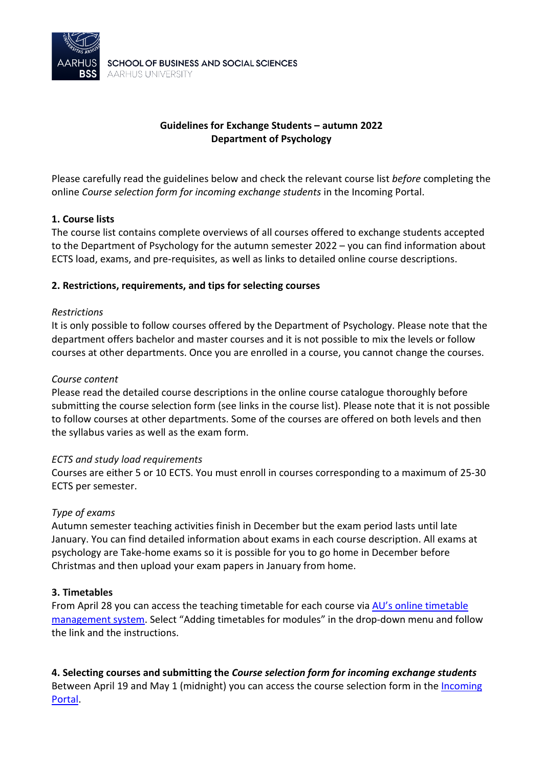SCHOOL OF BUSINESS AND SOCIAL SCIENCES
AARHUS UNIVERSITY

**Guidelines for Exchange Students – autumn 2022**
**Department of Psychology**

Please carefully read the guidelines below and check the relevant course list *before* completing the online *Course selection form for incoming exchange students* in the Incoming Portal.

**1. Course lists**

The course list contains complete overviews of all courses offered to exchange students accepted to the Department of Psychology for the autumn semester 2022 – you can find information about ECTS load, exams, and pre-requisites, as well as links to detailed online course descriptions.

**2. Restrictions, requirements, and tips for selecting courses**

*Restrictions*

It is only possible to follow courses offered by the Department of Psychology. Please note that the department offers bachelor and master courses and it is not possible to mix the levels or follow courses at other departments. Once you are enrolled in a course, you cannot change the courses.

*Course content*

Please read the detailed course descriptions in the online course catalogue thoroughly before submitting the course selection form (see links in the course list). Please note that it is not possible to follow courses at other departments. Some of the courses are offered on both levels and then the syllabus varies as well as the exam form.

*ECTS and study load requirements*

Courses are either 5 or 10 ECTS. You must enroll in courses corresponding to a maximum of 25-30 ECTS per semester.

*Type of exams*

Autumn semester teaching activities finish in December but the exam period lasts until late January. You can find detailed information about exams in each course description. All exams at psychology are Take-home exams so it is possible for you to go home in December before Christmas and then upload your exam papers in January from home.

**3. Timetables**

From April 28 you can access the teaching timetable for each course via [AU's online timetable management system](). Select "Adding timetables for modules" in the drop-down menu and follow the link and the instructions.

**4. Selecting courses and submitting the *Course selection form for incoming exchange students***

Between April 19 and May 1 (midnight) you can access the course selection form in the [Incoming Portal]().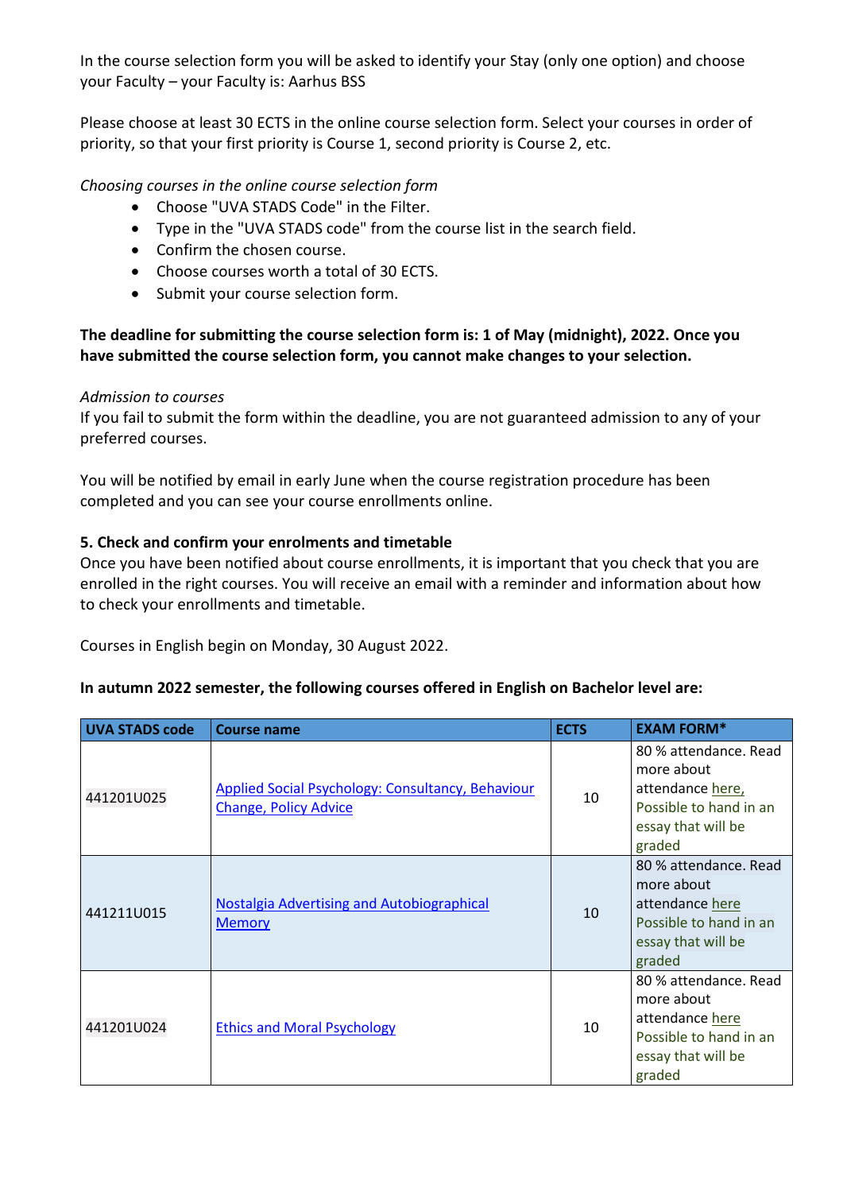In the course selection form you will be asked to identify your Stay (only one option) and choose your Faculty – your Faculty is: Aarhus BSS

Please choose at least 30 ECTS in the online course selection form. Select your courses in order of priority, so that your first priority is Course 1, second priority is Course 2, etc.

*Choosing courses in the online course selection form*

- Choose "UVA STADS Code" in the Filter.
- Type in the "UVA STADS code" from the course list in the search field.
- Confirm the chosen course.
- Choose courses worth a total of 30 ECTS.
- Submit your course selection form.

**The deadline for submitting the course selection form is: 1 of May (midnight), 2022. Once you have submitted the course selection form, you cannot make changes to your selection.**

*Admission to courses*
If you fail to submit the form within the deadline, you are not guaranteed admission to any of your preferred courses.

You will be notified by email in early June when the course registration procedure has been completed and you can see your course enrollments online.

**5. Check and confirm your enrolments and timetable**
Once you have been notified about course enrollments, it is important that you check that you are enrolled in the right courses. You will receive an email with a reminder and information about how to check your enrollments and timetable.

Courses in English begin on Monday, 30 August 2022.

**In autumn 2022 semester, the following courses offered in English on Bachelor level are:**

| UVA STADS code | Course name | ECTS | EXAM FORM* |
|---|---|---|---|
| 441201U025 | Applied Social Psychology: Consultancy, Behaviour Change, Policy Advice | 10 | 80 % attendance. Read more about attendance here, Possible to hand in an essay that will be graded |
| 441211U015 | Nostalgia Advertising and Autobiographical Memory | 10 | 80 % attendance. Read more about attendance here Possible to hand in an essay that will be graded |
| 441201U024 | Ethics and Moral Psychology | 10 | 80 % attendance. Read more about attendance here Possible to hand in an essay that will be graded |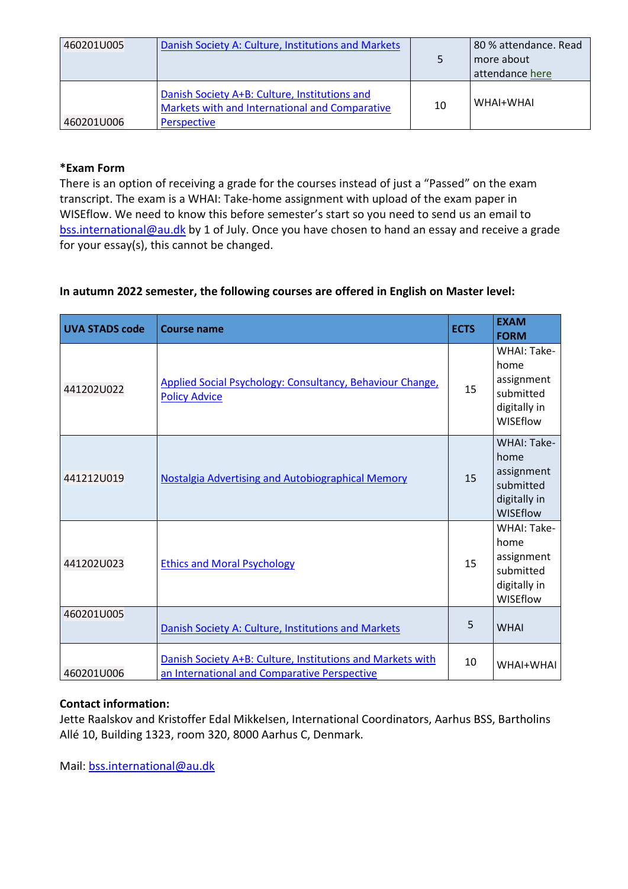| | | | |
|---|---|---|---|
| 460201U005 | Danish Society A: Culture, Institutions and Markets | 5 | 80 % attendance. Read more about attendance here |
| 460201U006 | Danish Society A+B: Culture, Institutions and Markets with and International and Comparative Perspective | 10 | WHAI+WHAI |

**\*Exam Form**
There is an option of receiving a grade for the courses instead of just a "Passed" on the exam transcript. The exam is a WHAI: Take-home assignment with upload of the exam paper in WISEflow. We need to know this before semester's start so you need to send us an email to bss.international@au.dk by 1 of July. Once you have chosen to hand an essay and receive a grade for your essay(s), this cannot be changed.

**In autumn 2022 semester, the following courses are offered in English on Master level:**

| UVA STADS code | Course name | ECTS | EXAM FORM |
|---|---|---|---|
| 441202U022 | Applied Social Psychology: Consultancy, Behaviour Change, Policy Advice | 15 | WHAI: Take-home assignment submitted digitally in WISEflow |
| 441212U019 | Nostalgia Advertising and Autobiographical Memory | 15 | WHAI: Take-home assignment submitted digitally in WISEflow |
| 441202U023 | Ethics and Moral Psychology | 15 | WHAI: Take-home assignment submitted digitally in WISEflow |
| 460201U005 | Danish Society A: Culture, Institutions and Markets | 5 | WHAI |
| 460201U006 | Danish Society A+B: Culture, Institutions and Markets with an International and Comparative Perspective | 10 | WHAI+WHAI |

**Contact information:**
Jette Raalskov and Kristoffer Edal Mikkelsen, International Coordinators, Aarhus BSS, Bartholins Allé 10, Building 1323, room 320, 8000 Aarhus C, Denmark.

Mail: bss.international@au.dk